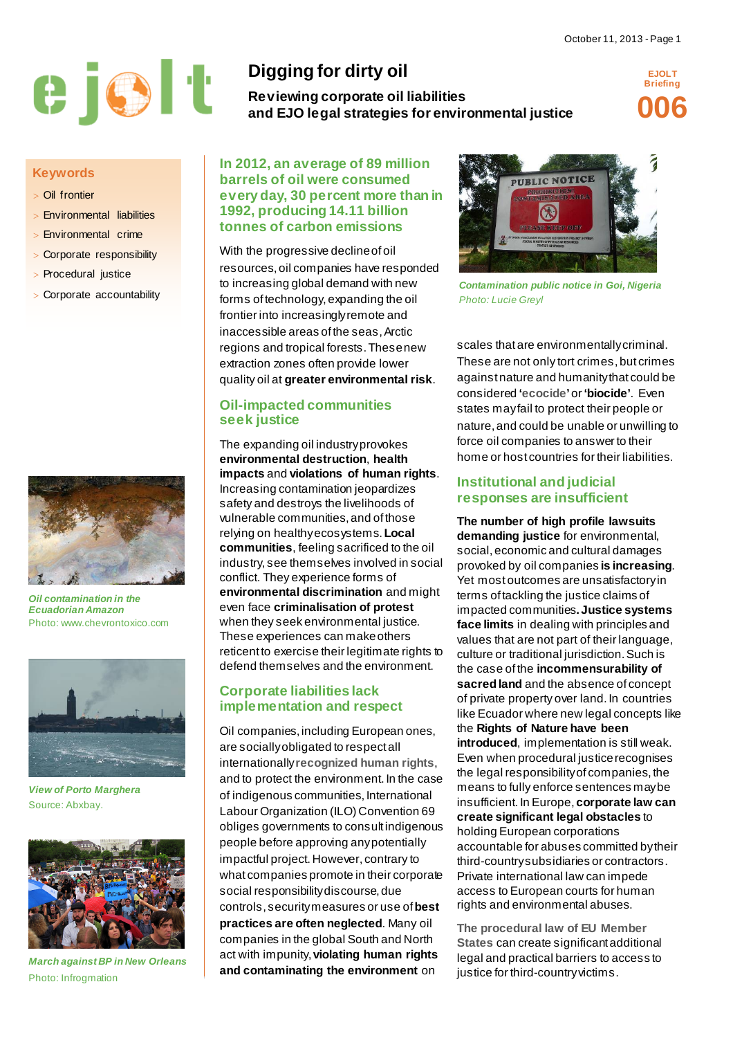# Digging for dirty oil

## Reviewing corporate oil liabilities and EJO legal strategies for environmental justice

EJOLT Briefing **006**

### Keywords

- Oil frontier
- Environmental liabilities
- Environmental crime
- Corporate responsibility
- Procedural justice
- Corporate accountability

*Oil contamination in the Ecuadorian Amazon*
Photo: www.chevrontoxico.com

*View of Porto Marghera*
Source: Abxbay.

*March against BP in New Orleans*
Photo: Infrogmation

### In 2012, an average of 89 million barrels of oil were consumed every day, 30 percent more than in 1992, producing 14.11 billion tonnes of carbon emissions

With the progressive decline of oil resources, oil companies have responded to increasing global demand with new forms of technology, expanding the oil frontier into increasingly remote and inaccessible areas of the seas, Arctic regions and tropical forests. These new extraction zones often provide lower quality oil at **greater environmental risk**.

### Oil-impacted communities seek justice

The expanding oil industry provokes **environmental destruction**, **health impacts** and **violations of human rights**. Increasing contamination jeopardizes safety and destroys the livelihoods of vulnerable communities, and of those relying on healthy ecosystems. **Local communities**, feeling sacrificed to the oil industry, see themselves involved in social conflict. They experience forms of **environmental discrimination** and might even face **criminalisation of protest** when they seek environmental justice. These experiences can make others reticent to exercise their legitimate rights to defend themselves and the environment.

### Corporate liabilities lack implementation and respect

Oil companies, including European ones, are socially obligated to respect all internationally **recognized human rights**, and to protect the environment. In the case of indigenous communities, International Labour Organization (ILO) Convention 69 obliges governments to consult indigenous people before approving any potentially impactful project. However, contrary to what companies promote in their corporate social responsibility discourse, due controls, security measures or use of **best practices are often neglected**. Many oil companies in the global South and North act with impunity, **violating human rights and contaminating the environment** on scales that are environmentally criminal. These are not only tort crimes, but crimes against nature and humanity that could be considered **'ecocide'** or **'biocide'**. Even states may fail to protect their people or nature, and could be unable or unwilling to force oil companies to answer to their home or host countries for their liabilities.

*Contamination public notice in Goi, Nigeria*
*Photo: Lucie Greyl*

### Institutional and judicial responses are insufficient

**The number of high profile lawsuits demanding justice** for environmental, social, economic and cultural damages provoked by oil companies **is increasing**. Yet most outcomes are unsatisfactory in terms of tackling the justice claims of impacted communities**. Justice systems face limits** in dealing with principles and values that are not part of their language, culture or traditional jurisdiction. Such is the case of the **incommensurability of sacred land** and the absence of concept of private property over land. In countries like Ecuador where new legal concepts like the **Rights of Nature have been introduced**, implementation is still weak. Even when procedural justice recognises the legal responsibility of companies, the means to fully enforce sentences may be insufficient. In Europe, **corporate law can create significant legal obstacles** to holding European corporations accountable for abuses committed by their third-country subsidiaries or contractors. Private international law can impede access to European courts for human rights and environmental abuses.

**The procedural law of EU Member States** can create significant additional legal and practical barriers to access to justice for third-country victims.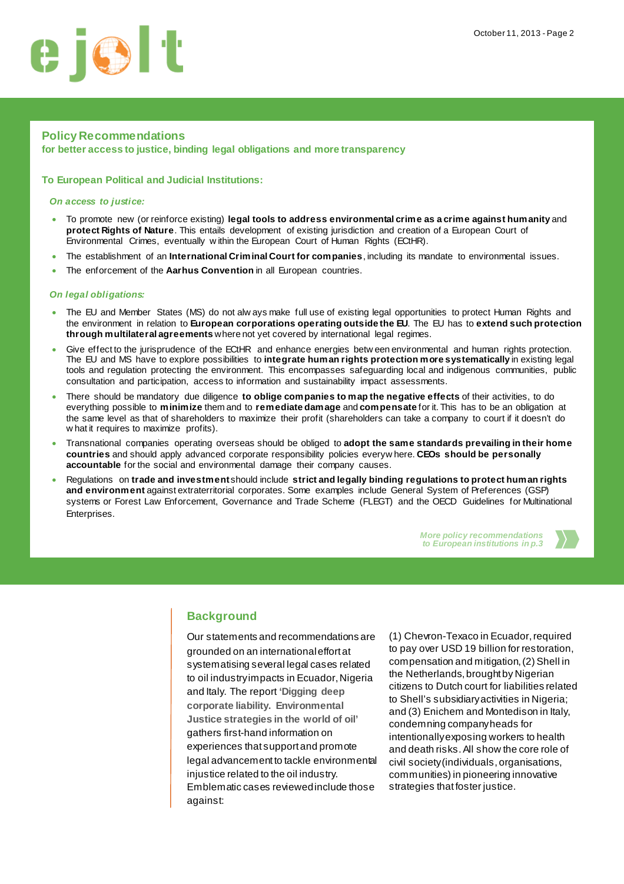## Policy Recommendations

**for better access to justice, binding legal obligations and more transparency**

### To European Political and Judicial Institutions:

*On access to justice:*

- To promote new (or reinforce existing) **legal tools to address environmental crime as a crime against humanity** and **protect Rights of Nature**. This entails development of existing jurisdiction and creation of a European Court of Environmental Crimes, eventually within the European Court of Human Rights (ECtHR).
- The establishment of an **International Criminal Court for companies**, including its mandate to environmental issues.
- The enforcement of the **Aarhus Convention** in all European countries.

*On legal obligations:*

- The EU and Member States (MS) do not always make full use of existing legal opportunities to protect Human Rights and the environment in relation to **European corporations operating outside the EU**. The EU has to **extend such protection through multilateral agreements** where not yet covered by international legal regimes.
- Give effect to the jurisprudence of the ECtHR and enhance energies between environmental and human rights protection. The EU and MS have to explore possibilities to **integrate human rights protection more systematically** in existing legal tools and regulation protecting the environment. This encompasses safeguarding local and indigenous communities, public consultation and participation, access to information and sustainability impact assessments.
- There should be mandatory due diligence **to oblige companies to map the negative effects** of their activities, to do everything possible to **minimize** them and to **remediate damage** and **compensate** for it. This has to be an obligation at the same level as that of shareholders to maximize their profit (shareholders can take a company to court if it doesn't do what it requires to maximize profits).
- Transnational companies operating overseas should be obliged to **adopt the same standards prevailing in their home countries** and should apply advanced corporate responsibility policies everywhere. **CEOs should be personally accountable** for the social and environmental damage their company causes.
- Regulations on **trade and investment** should include **strict and legally binding regulations to protect human rights and environment** against extraterritorial corporates. Some examples include General System of Preferences (GSP) systems or Forest Law Enforcement, Governance and Trade Scheme (FLEGT) and the OECD Guidelines for Multinational Enterprises.

*More policy recommendations to European institutions in p.3*

## Background

Our statements and recommendations are grounded on an international effort at systematising several legal cases related to oil industry impacts in Ecuador, Nigeria and Italy. The report **'Digging deep corporate liability. Environmental Justice strategies in the world of oil'** gathers first-hand information on experiences that support and promote legal advancement to tackle environmental injustice related to the oil industry. Emblematic cases reviewed include those against:

(1) Chevron-Texaco in Ecuador, required to pay over USD 19 billion for restoration, compensation and mitigation, (2) Shell in the Netherlands, brought by Nigerian citizens to Dutch court for liabilities related to Shell's subsidiary activities in Nigeria; and (3) Enichem and Montedison in Italy, condemning company heads for intentionally exposing workers to health and death risks. All show the core role of civil society (individuals, organisations, communities) in pioneering innovative strategies that foster justice.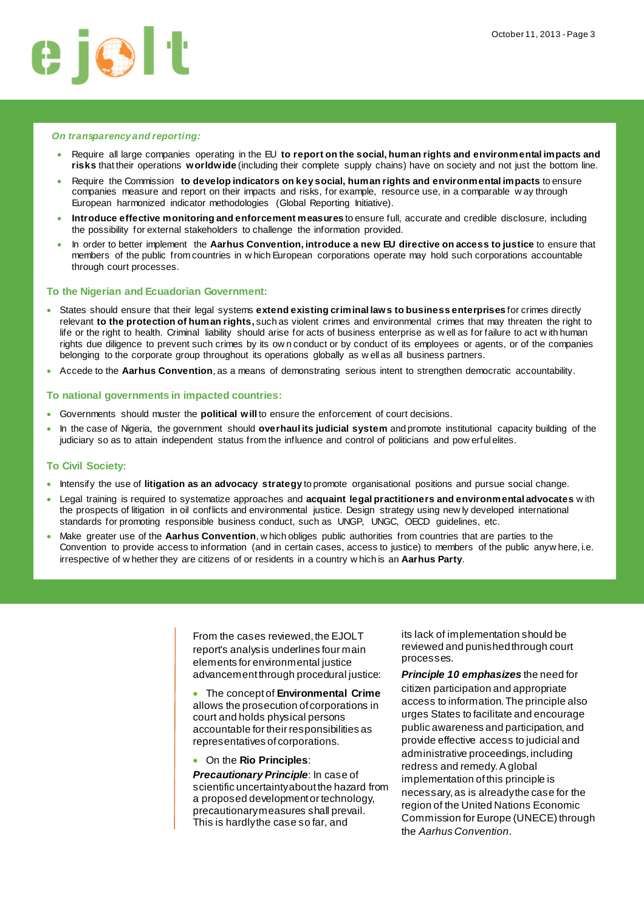*On transparency and reporting:*

- Require all large companies operating in the EU **to report on the social, human rights and environmental impacts and risks** that their operations **worldwide** (including their complete supply chains) have on society and not just the bottom line.
- Require the Commission **to develop indicators on key social, human rights and environmental impacts** to ensure companies measure and report on their impacts and risks, for example, resource use, in a comparable way through European harmonized indicator methodologies (Global Reporting Initiative).
- **Introduce effective monitoring and enforcement measures** to ensure full, accurate and credible disclosure, including the possibility for external stakeholders to challenge the information provided.
- In order to better implement the **Aarhus Convention, introduce a new EU directive on access to justice** to ensure that members of the public from countries in which European corporations operate may hold such corporations accountable through court processes.

### To the Nigerian and Ecuadorian Government:

- States should ensure that their legal systems **extend existing criminal laws to business enterprises** for crimes directly relevant **to the protection of human rights,** such as violent crimes and environmental crimes that may threaten the right to life or the right to health. Criminal liability should arise for acts of business enterprise as well as for failure to act with human rights due diligence to prevent such crimes by its own conduct or by conduct of its employees or agents, or of the companies belonging to the corporate group throughout its operations globally as well as all business partners.
- Accede to the **Aarhus Convention**, as a means of demonstrating serious intent to strengthen democratic accountability.

### To national governments in impacted countries:

- Governments should muster the **political will** to ensure the enforcement of court decisions.
- In the case of Nigeria, the government should **overhaul its judicial system** and promote institutional capacity building of the judiciary so as to attain independent status from the influence and control of politicians and powerful elites.

### To Civil Society:

- Intensify the use of **litigation as an advocacy strategy** to promote organisational positions and pursue social change.
- Legal training is required to systematize approaches and **acquaint legal practitioners and environmental advocates** with the prospects of litigation in oil conflicts and environmental justice. Design strategy using newly developed international standards for promoting responsible business conduct, such as UNGP, UNGC, OECD guidelines, etc.
- Make greater use of the **Aarhus Convention**, which obliges public authorities from countries that are parties to the Convention to provide access to information (and in certain cases, access to justice) to members of the public anywhere, i.e. irrespective of whether they are citizens of or residents in a country which is an **Aarhus Party**.

From the cases reviewed, the EJOLT report's analysis underlines four main elements for environmental justice advancement through procedural justice:

- The concept of **Environmental Crime** allows the prosecution of corporations in court and holds physical persons accountable for their responsibilities as representatives of corporations.
- On the **Rio Principles**:

***Precautionary Principle***: In case of scientific uncertainty about the hazard from a proposed development or technology, precautionary measures shall prevail. This is hardly the case so far, and its lack of implementation should be reviewed and punished through court processes.

***Principle 10 emphasizes*** the need for citizen participation and appropriate access to information. The principle also urges States to facilitate and encourage public awareness and participation, and provide effective access to judicial and administrative proceedings, including redress and remedy. A global implementation of this principle is necessary, as is already the case for the region of the United Nations Economic Commission for Europe (UNECE) through the *Aarhus Convention*.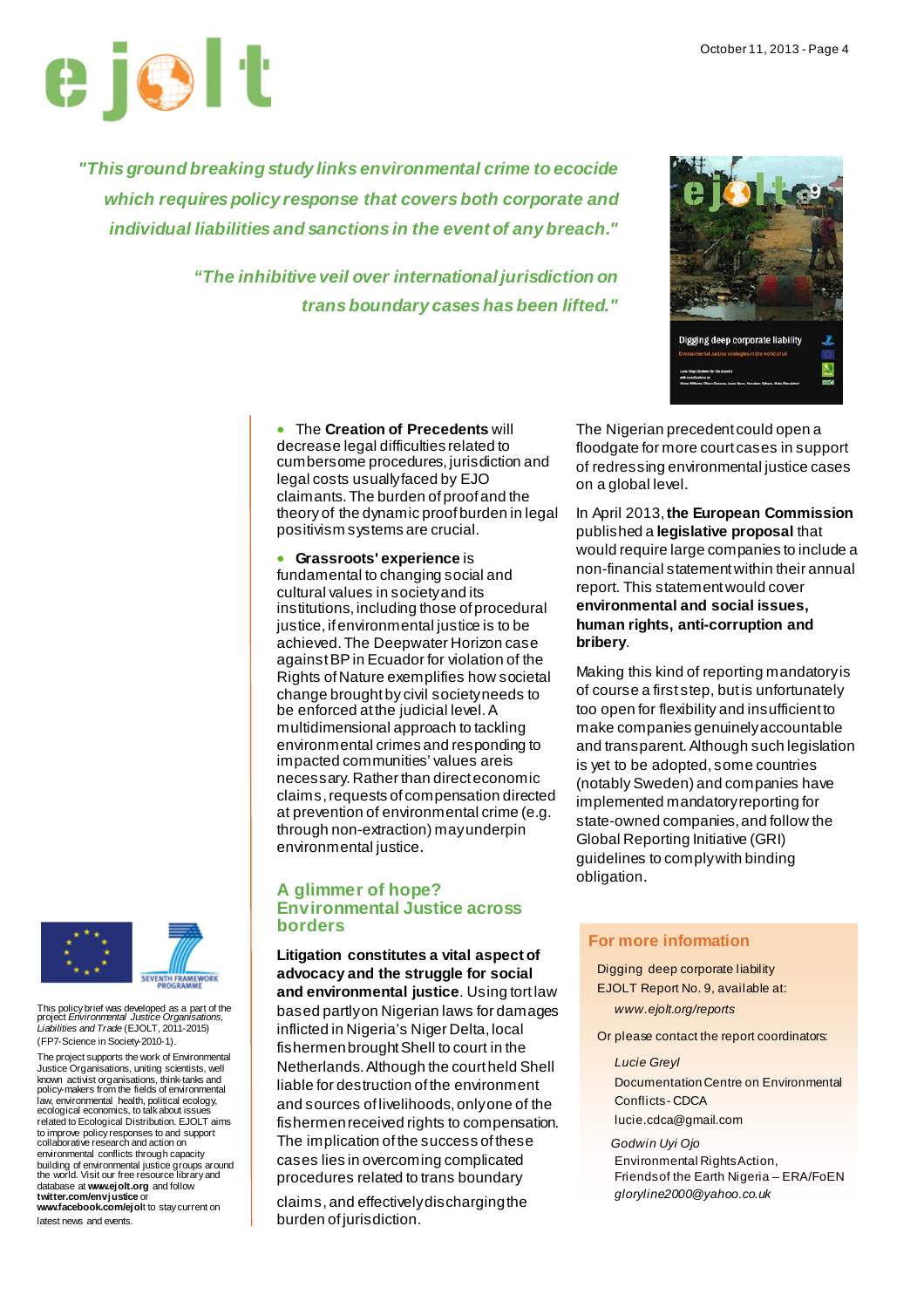*"This ground breaking study links environmental crime to ecocide which requires policy response that covers both corporate and individual liabilities and sanctions in the event of any breach."*

*"The inhibitive veil over international jurisdiction on trans boundary cases has been lifted."*

- The **Creation of Precedents** will decrease legal difficulties related to cumbersome procedures, jurisdiction and legal costs usually faced by EJO claimants. The burden of proof and the theory of the dynamic proof burden in legal positivism systems are crucial.

- **Grassroots' experience** is fundamental to changing social and cultural values in society and its institutions, including those of procedural justice, if environmental justice is to be achieved. The Deepwater Horizon case against BP in Ecuador for violation of the Rights of Nature exemplifies how societal change brought by civil society needs to be enforced at the judicial level. A multidimensional approach to tackling environmental crimes and responding to impacted communities' values areis necessary. Rather than direct economic claims, requests of compensation directed at prevention of environmental crime (e.g. through non-extraction) may underpin environmental justice.

## A glimmer of hope? Environmental Justice across borders

**Litigation constitutes a vital aspect of advocacy and the struggle for social and environmental justice**. Using tort law based partly on Nigerian laws for damages inflicted in Nigeria's Niger Delta, local fishermen brought Shell to court in the Netherlands. Although the court held Shell liable for destruction of the environment and sources of livelihoods, only one of the fishermen received rights to compensation. The implication of the success of these cases lies in overcoming complicated procedures related to trans boundary claims, and effectively discharging the burden of jurisdiction.

The Nigerian precedent could open a floodgate for more court cases in support of redressing environmental justice cases on a global level.

In April 2013, **the European Commission** published a **legislative proposal** that would require large companies to include a non-financial statement within their annual report. This statement would cover **environmental and social issues, human rights, anti-corruption and bribery**.

Making this kind of reporting mandatory is of course a first step, but is unfortunately too open for flexibility and insufficient to make companies genuinely accountable and transparent. Although such legislation is yet to be adopted, some countries (notably Sweden) and companies have implemented mandatory reporting for state-owned companies, and follow the Global Reporting Initiative (GRI) guidelines to comply with binding obligation.

### For more information

Digging deep corporate liability
EJOLT Report No. 9, available at:
*www.ejolt.org/reports*

Or please contact the report coordinators:

*Lucie Greyl*
Documentation Centre on Environmental Conflicts - CDCA
lucie.cdca@gmail.com

*Godwin Uyi Ojo*
Environmental Rights Action, Friends of the Earth Nigeria – ERA/FoEN
*gloryline2000@yahoo.co.uk*

This policy brief was developed as a part of the project *Environmental Justice Organisations, Liabilities and Trade* (EJOLT, 2011-2015) (FP7-Science in Society-2010-1).

The project supports the work of Environmental Justice Organisations, uniting scientists, well known activist organisations, think-tanks and policy-makers from the fields of environmental law, environmental health, political ecology, ecological economics, to talk about issues related to Ecological Distribution. EJOLT aims to improve policy responses to and support collaborative research and action on environmental conflicts through capacity building of environmental justice groups around the world. Visit our free resource library and database at **www.ejolt.org** and follow **twitter.com/envjustice** or **www.facebook.com/ejolt** to stay current on latest news and events.